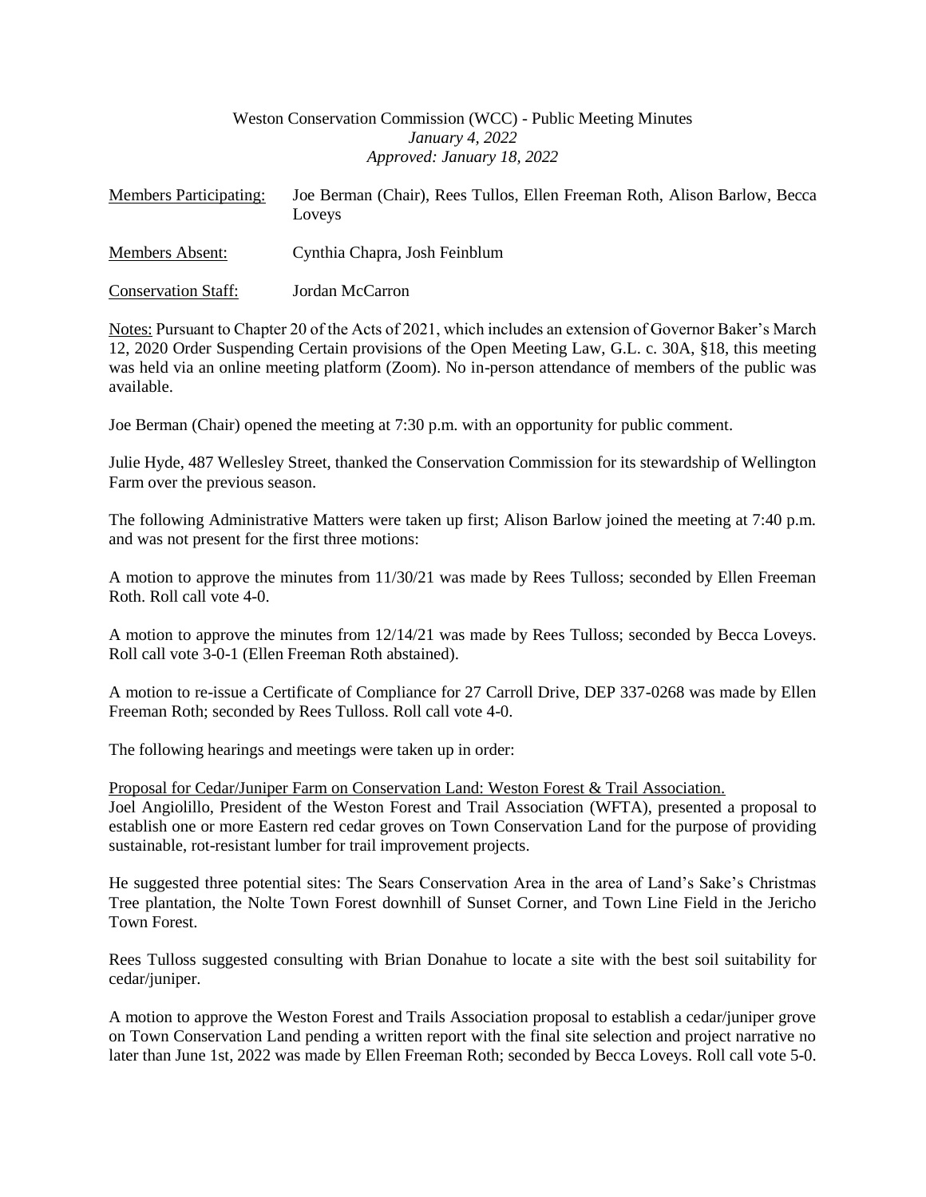Weston Conservation Commission (WCC) - Public Meeting Minutes
*January 4, 2022*
*Approved: January 18, 2022*

Members Participating: Joe Berman (Chair), Rees Tullos, Ellen Freeman Roth, Alison Barlow, Becca Loveys

Members Absent: Cynthia Chapra, Josh Feinblum

Conservation Staff: Jordan McCarron

Notes: Pursuant to Chapter 20 of the Acts of 2021, which includes an extension of Governor Baker's March 12, 2020 Order Suspending Certain provisions of the Open Meeting Law, G.L. c. 30A, §18, this meeting was held via an online meeting platform (Zoom). No in-person attendance of members of the public was available.

Joe Berman (Chair) opened the meeting at 7:30 p.m. with an opportunity for public comment.

Julie Hyde, 487 Wellesley Street, thanked the Conservation Commission for its stewardship of Wellington Farm over the previous season.

The following Administrative Matters were taken up first; Alison Barlow joined the meeting at 7:40 p.m. and was not present for the first three motions:

A motion to approve the minutes from 11/30/21 was made by Rees Tulloss; seconded by Ellen Freeman Roth. Roll call vote 4-0.

A motion to approve the minutes from 12/14/21 was made by Rees Tulloss; seconded by Becca Loveys. Roll call vote 3-0-1 (Ellen Freeman Roth abstained).

A motion to re-issue a Certificate of Compliance for 27 Carroll Drive, DEP 337-0268 was made by Ellen Freeman Roth; seconded by Rees Tulloss. Roll call vote 4-0.

The following hearings and meetings were taken up in order:

Proposal for Cedar/Juniper Farm on Conservation Land: Weston Forest & Trail Association.
Joel Angiolillo, President of the Weston Forest and Trail Association (WFTA), presented a proposal to establish one or more Eastern red cedar groves on Town Conservation Land for the purpose of providing sustainable, rot-resistant lumber for trail improvement projects.

He suggested three potential sites: The Sears Conservation Area in the area of Land's Sake's Christmas Tree plantation, the Nolte Town Forest downhill of Sunset Corner, and Town Line Field in the Jericho Town Forest.

Rees Tulloss suggested consulting with Brian Donahue to locate a site with the best soil suitability for cedar/juniper.

A motion to approve the Weston Forest and Trails Association proposal to establish a cedar/juniper grove on Town Conservation Land pending a written report with the final site selection and project narrative no later than June 1st, 2022 was made by Ellen Freeman Roth; seconded by Becca Loveys. Roll call vote 5-0.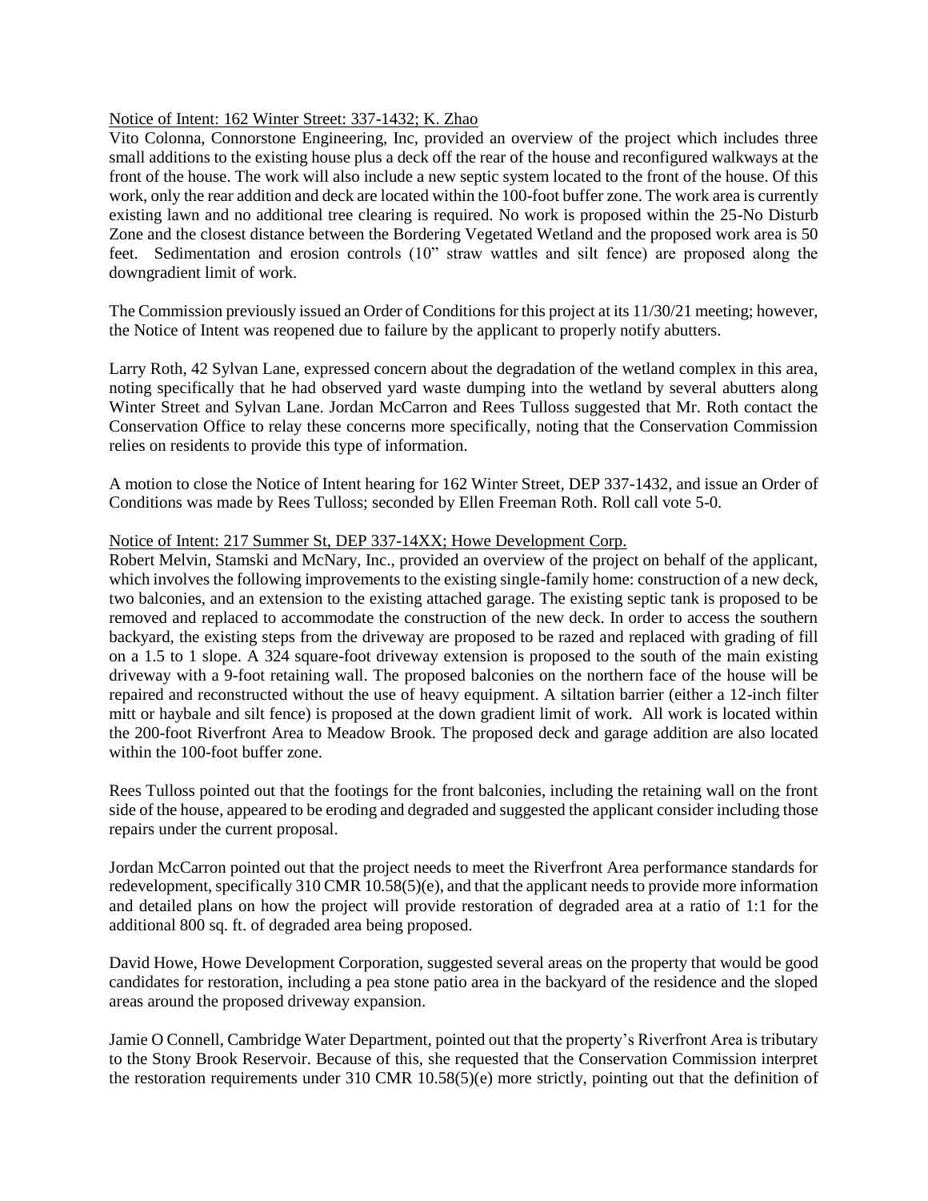Notice of Intent: 162 Winter Street: 337-1432; K. Zhao

Vito Colonna, Connorstone Engineering, Inc, provided an overview of the project which includes three small additions to the existing house plus a deck off the rear of the house and reconfigured walkways at the front of the house. The work will also include a new septic system located to the front of the house. Of this work, only the rear addition and deck are located within the 100-foot buffer zone. The work area is currently existing lawn and no additional tree clearing is required. No work is proposed within the 25-No Disturb Zone and the closest distance between the Bordering Vegetated Wetland and the proposed work area is 50 feet. Sedimentation and erosion controls (10" straw wattles and silt fence) are proposed along the downgradient limit of work.

The Commission previously issued an Order of Conditions for this project at its 11/30/21 meeting; however, the Notice of Intent was reopened due to failure by the applicant to properly notify abutters.

Larry Roth, 42 Sylvan Lane, expressed concern about the degradation of the wetland complex in this area, noting specifically that he had observed yard waste dumping into the wetland by several abutters along Winter Street and Sylvan Lane. Jordan McCarron and Rees Tulloss suggested that Mr. Roth contact the Conservation Office to relay these concerns more specifically, noting that the Conservation Commission relies on residents to provide this type of information.

A motion to close the Notice of Intent hearing for 162 Winter Street, DEP 337-1432, and issue an Order of Conditions was made by Rees Tulloss; seconded by Ellen Freeman Roth. Roll call vote 5-0.

Notice of Intent: 217 Summer St, DEP 337-14XX; Howe Development Corp.

Robert Melvin, Stamski and McNary, Inc., provided an overview of the project on behalf of the applicant, which involves the following improvements to the existing single-family home: construction of a new deck, two balconies, and an extension to the existing attached garage. The existing septic tank is proposed to be removed and replaced to accommodate the construction of the new deck. In order to access the southern backyard, the existing steps from the driveway are proposed to be razed and replaced with grading of fill on a 1.5 to 1 slope. A 324 square-foot driveway extension is proposed to the south of the main existing driveway with a 9-foot retaining wall. The proposed balconies on the northern face of the house will be repaired and reconstructed without the use of heavy equipment. A siltation barrier (either a 12-inch filter mitt or haybale and silt fence) is proposed at the down gradient limit of work. All work is located within the 200-foot Riverfront Area to Meadow Brook. The proposed deck and garage addition are also located within the 100-foot buffer zone.

Rees Tulloss pointed out that the footings for the front balconies, including the retaining wall on the front side of the house, appeared to be eroding and degraded and suggested the applicant consider including those repairs under the current proposal.

Jordan McCarron pointed out that the project needs to meet the Riverfront Area performance standards for redevelopment, specifically 310 CMR 10.58(5)(e), and that the applicant needs to provide more information and detailed plans on how the project will provide restoration of degraded area at a ratio of 1:1 for the additional 800 sq. ft. of degraded area being proposed.

David Howe, Howe Development Corporation, suggested several areas on the property that would be good candidates for restoration, including a pea stone patio area in the backyard of the residence and the sloped areas around the proposed driveway expansion.

Jamie O Connell, Cambridge Water Department, pointed out that the property's Riverfront Area is tributary to the Stony Brook Reservoir. Because of this, she requested that the Conservation Commission interpret the restoration requirements under 310 CMR 10.58(5)(e) more strictly, pointing out that the definition of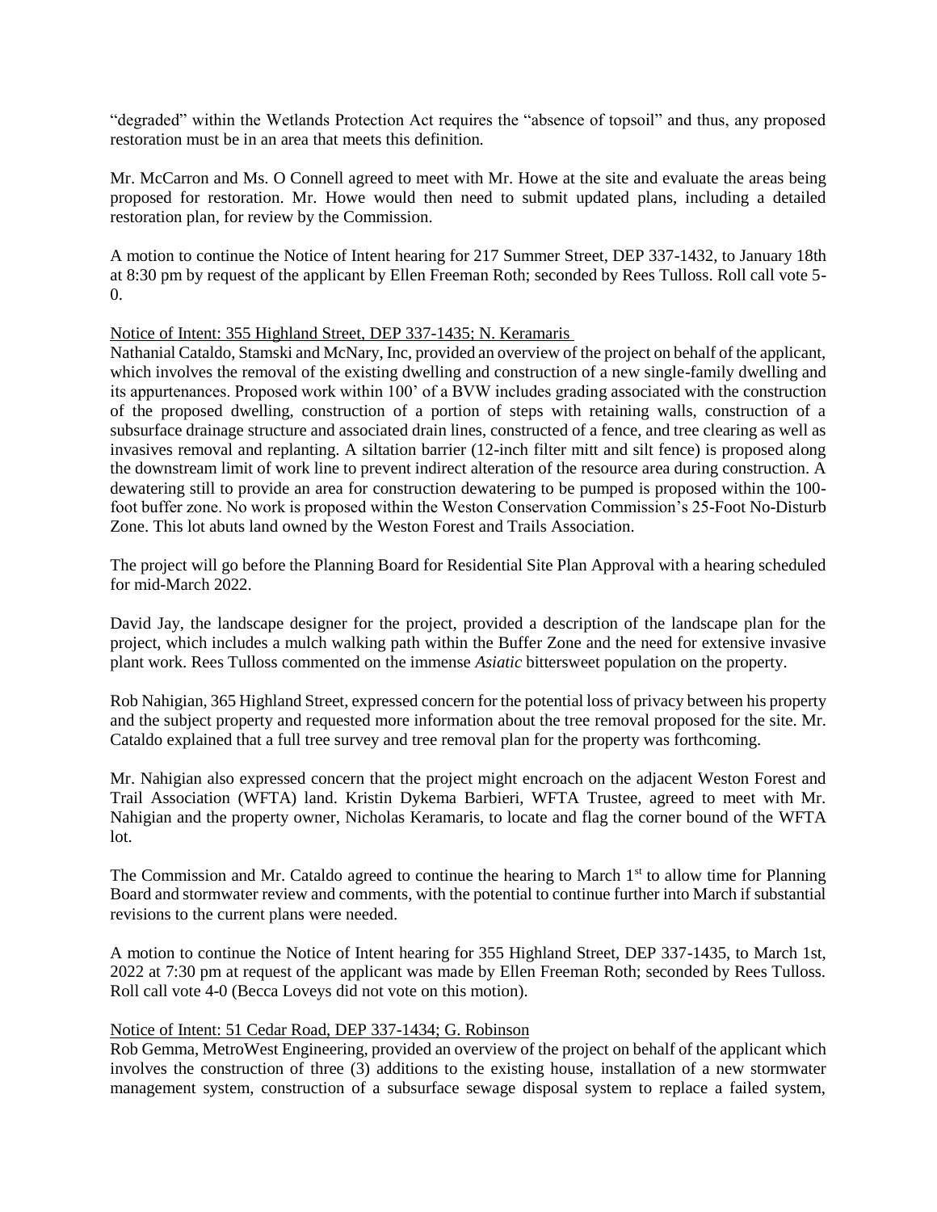"degraded" within the Wetlands Protection Act requires the "absence of topsoil" and thus, any proposed restoration must be in an area that meets this definition.

Mr. McCarron and Ms. O Connell agreed to meet with Mr. Howe at the site and evaluate the areas being proposed for restoration. Mr. Howe would then need to submit updated plans, including a detailed restoration plan, for review by the Commission.

A motion to continue the Notice of Intent hearing for 217 Summer Street, DEP 337-1432, to January 18th at 8:30 pm by request of the applicant by Ellen Freeman Roth; seconded by Rees Tulloss. Roll call vote 5-0.

Notice of Intent: 355 Highland Street, DEP 337-1435; N. Keramaris

Nathanial Cataldo, Stamski and McNary, Inc, provided an overview of the project on behalf of the applicant, which involves the removal of the existing dwelling and construction of a new single-family dwelling and its appurtenances. Proposed work within 100' of a BVW includes grading associated with the construction of the proposed dwelling, construction of a portion of steps with retaining walls, construction of a subsurface drainage structure and associated drain lines, constructed of a fence, and tree clearing as well as invasives removal and replanting. A siltation barrier (12-inch filter mitt and silt fence) is proposed along the downstream limit of work line to prevent indirect alteration of the resource area during construction. A dewatering still to provide an area for construction dewatering to be pumped is proposed within the 100-foot buffer zone. No work is proposed within the Weston Conservation Commission's 25-Foot No-Disturb Zone. This lot abuts land owned by the Weston Forest and Trails Association.

The project will go before the Planning Board for Residential Site Plan Approval with a hearing scheduled for mid-March 2022.

David Jay, the landscape designer for the project, provided a description of the landscape plan for the project, which includes a mulch walking path within the Buffer Zone and the need for extensive invasive plant work. Rees Tulloss commented on the immense *Asiatic* bittersweet population on the property.

Rob Nahigian, 365 Highland Street, expressed concern for the potential loss of privacy between his property and the subject property and requested more information about the tree removal proposed for the site. Mr. Cataldo explained that a full tree survey and tree removal plan for the property was forthcoming.

Mr. Nahigian also expressed concern that the project might encroach on the adjacent Weston Forest and Trail Association (WFTA) land. Kristin Dykema Barbieri, WFTA Trustee, agreed to meet with Mr. Nahigian and the property owner, Nicholas Keramaris, to locate and flag the corner bound of the WFTA lot.

The Commission and Mr. Cataldo agreed to continue the hearing to March 1st to allow time for Planning Board and stormwater review and comments, with the potential to continue further into March if substantial revisions to the current plans were needed.

A motion to continue the Notice of Intent hearing for 355 Highland Street, DEP 337-1435, to March 1st, 2022 at 7:30 pm at request of the applicant was made by Ellen Freeman Roth; seconded by Rees Tulloss. Roll call vote 4-0 (Becca Loveys did not vote on this motion).

Notice of Intent: 51 Cedar Road, DEP 337-1434; G. Robinson

Rob Gemma, MetroWest Engineering, provided an overview of the project on behalf of the applicant which involves the construction of three (3) additions to the existing house, installation of a new stormwater management system, construction of a subsurface sewage disposal system to replace a failed system,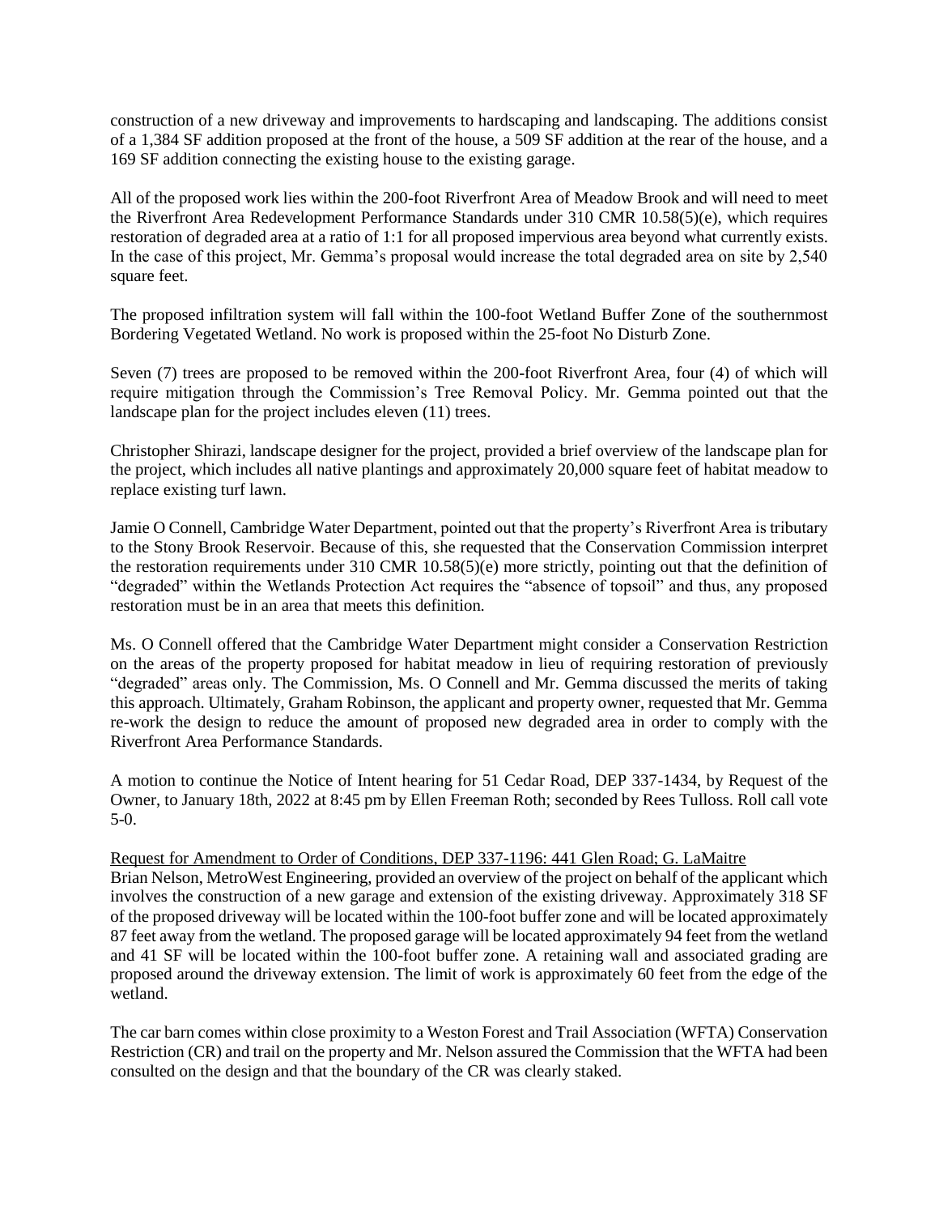construction of a new driveway and improvements to hardscaping and landscaping. The additions consist of a 1,384 SF addition proposed at the front of the house, a 509 SF addition at the rear of the house, and a 169 SF addition connecting the existing house to the existing garage.

All of the proposed work lies within the 200-foot Riverfront Area of Meadow Brook and will need to meet the Riverfront Area Redevelopment Performance Standards under 310 CMR 10.58(5)(e), which requires restoration of degraded area at a ratio of 1:1 for all proposed impervious area beyond what currently exists. In the case of this project, Mr. Gemma's proposal would increase the total degraded area on site by 2,540 square feet.

The proposed infiltration system will fall within the 100-foot Wetland Buffer Zone of the southernmost Bordering Vegetated Wetland. No work is proposed within the 25-foot No Disturb Zone.

Seven (7) trees are proposed to be removed within the 200-foot Riverfront Area, four (4) of which will require mitigation through the Commission's Tree Removal Policy. Mr. Gemma pointed out that the landscape plan for the project includes eleven (11) trees.

Christopher Shirazi, landscape designer for the project, provided a brief overview of the landscape plan for the project, which includes all native plantings and approximately 20,000 square feet of habitat meadow to replace existing turf lawn.

Jamie O Connell, Cambridge Water Department, pointed out that the property's Riverfront Area is tributary to the Stony Brook Reservoir. Because of this, she requested that the Conservation Commission interpret the restoration requirements under 310 CMR 10.58(5)(e) more strictly, pointing out that the definition of "degraded" within the Wetlands Protection Act requires the "absence of topsoil" and thus, any proposed restoration must be in an area that meets this definition.

Ms. O Connell offered that the Cambridge Water Department might consider a Conservation Restriction on the areas of the property proposed for habitat meadow in lieu of requiring restoration of previously "degraded" areas only. The Commission, Ms. O Connell and Mr. Gemma discussed the merits of taking this approach. Ultimately, Graham Robinson, the applicant and property owner, requested that Mr. Gemma re-work the design to reduce the amount of proposed new degraded area in order to comply with the Riverfront Area Performance Standards.

A motion to continue the Notice of Intent hearing for 51 Cedar Road, DEP 337-1434, by Request of the Owner, to January 18th, 2022 at 8:45 pm by Ellen Freeman Roth; seconded by Rees Tulloss. Roll call vote 5-0.

Request for Amendment to Order of Conditions, DEP 337-1196: 441 Glen Road; G. LaMaitre

Brian Nelson, MetroWest Engineering, provided an overview of the project on behalf of the applicant which involves the construction of a new garage and extension of the existing driveway. Approximately 318 SF of the proposed driveway will be located within the 100-foot buffer zone and will be located approximately 87 feet away from the wetland. The proposed garage will be located approximately 94 feet from the wetland and 41 SF will be located within the 100-foot buffer zone. A retaining wall and associated grading are proposed around the driveway extension. The limit of work is approximately 60 feet from the edge of the wetland.

The car barn comes within close proximity to a Weston Forest and Trail Association (WFTA) Conservation Restriction (CR) and trail on the property and Mr. Nelson assured the Commission that the WFTA had been consulted on the design and that the boundary of the CR was clearly staked.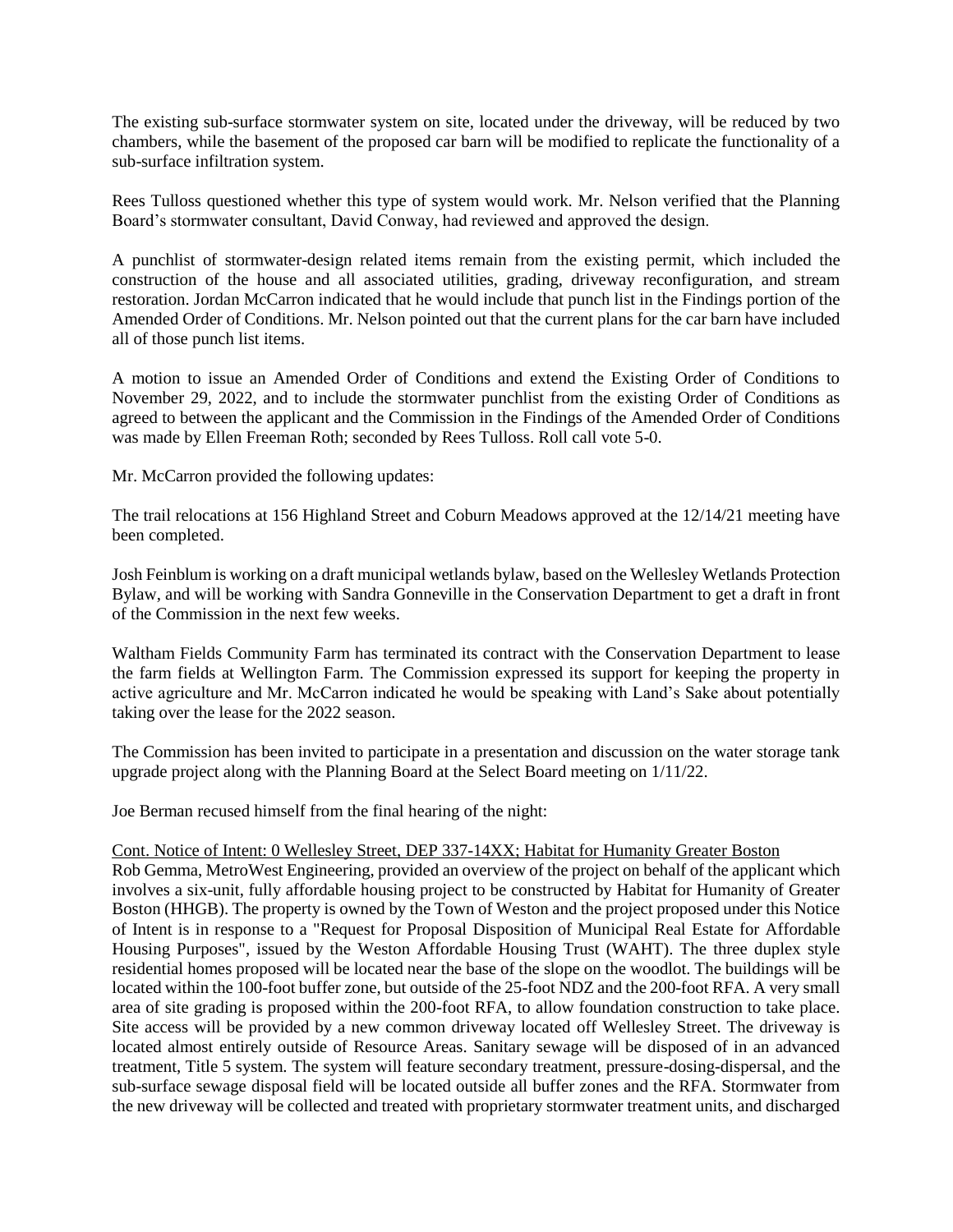The existing sub-surface stormwater system on site, located under the driveway, will be reduced by two chambers, while the basement of the proposed car barn will be modified to replicate the functionality of a sub-surface infiltration system.

Rees Tulloss questioned whether this type of system would work. Mr. Nelson verified that the Planning Board's stormwater consultant, David Conway, had reviewed and approved the design.

A punchlist of stormwater-design related items remain from the existing permit, which included the construction of the house and all associated utilities, grading, driveway reconfiguration, and stream restoration. Jordan McCarron indicated that he would include that punch list in the Findings portion of the Amended Order of Conditions. Mr. Nelson pointed out that the current plans for the car barn have included all of those punch list items.

A motion to issue an Amended Order of Conditions and extend the Existing Order of Conditions to November 29, 2022, and to include the stormwater punchlist from the existing Order of Conditions as agreed to between the applicant and the Commission in the Findings of the Amended Order of Conditions was made by Ellen Freeman Roth; seconded by Rees Tulloss. Roll call vote 5-0.

Mr. McCarron provided the following updates:

The trail relocations at 156 Highland Street and Coburn Meadows approved at the 12/14/21 meeting have been completed.

Josh Feinblum is working on a draft municipal wetlands bylaw, based on the Wellesley Wetlands Protection Bylaw, and will be working with Sandra Gonneville in the Conservation Department to get a draft in front of the Commission in the next few weeks.

Waltham Fields Community Farm has terminated its contract with the Conservation Department to lease the farm fields at Wellington Farm. The Commission expressed its support for keeping the property in active agriculture and Mr. McCarron indicated he would be speaking with Land's Sake about potentially taking over the lease for the 2022 season.

The Commission has been invited to participate in a presentation and discussion on the water storage tank upgrade project along with the Planning Board at the Select Board meeting on 1/11/22.

Joe Berman recused himself from the final hearing of the night:

Cont. Notice of Intent: 0 Wellesley Street, DEP 337-14XX; Habitat for Humanity Greater Boston

Rob Gemma, MetroWest Engineering, provided an overview of the project on behalf of the applicant which involves a six-unit, fully affordable housing project to be constructed by Habitat for Humanity of Greater Boston (HHGB). The property is owned by the Town of Weston and the project proposed under this Notice of Intent is in response to a "Request for Proposal Disposition of Municipal Real Estate for Affordable Housing Purposes", issued by the Weston Affordable Housing Trust (WAHT). The three duplex style residential homes proposed will be located near the base of the slope on the woodlot. The buildings will be located within the 100-foot buffer zone, but outside of the 25-foot NDZ and the 200-foot RFA. A very small area of site grading is proposed within the 200-foot RFA, to allow foundation construction to take place. Site access will be provided by a new common driveway located off Wellesley Street. The driveway is located almost entirely outside of Resource Areas. Sanitary sewage will be disposed of in an advanced treatment, Title 5 system. The system will feature secondary treatment, pressure-dosing-dispersal, and the sub-surface sewage disposal field will be located outside all buffer zones and the RFA. Stormwater from the new driveway will be collected and treated with proprietary stormwater treatment units, and discharged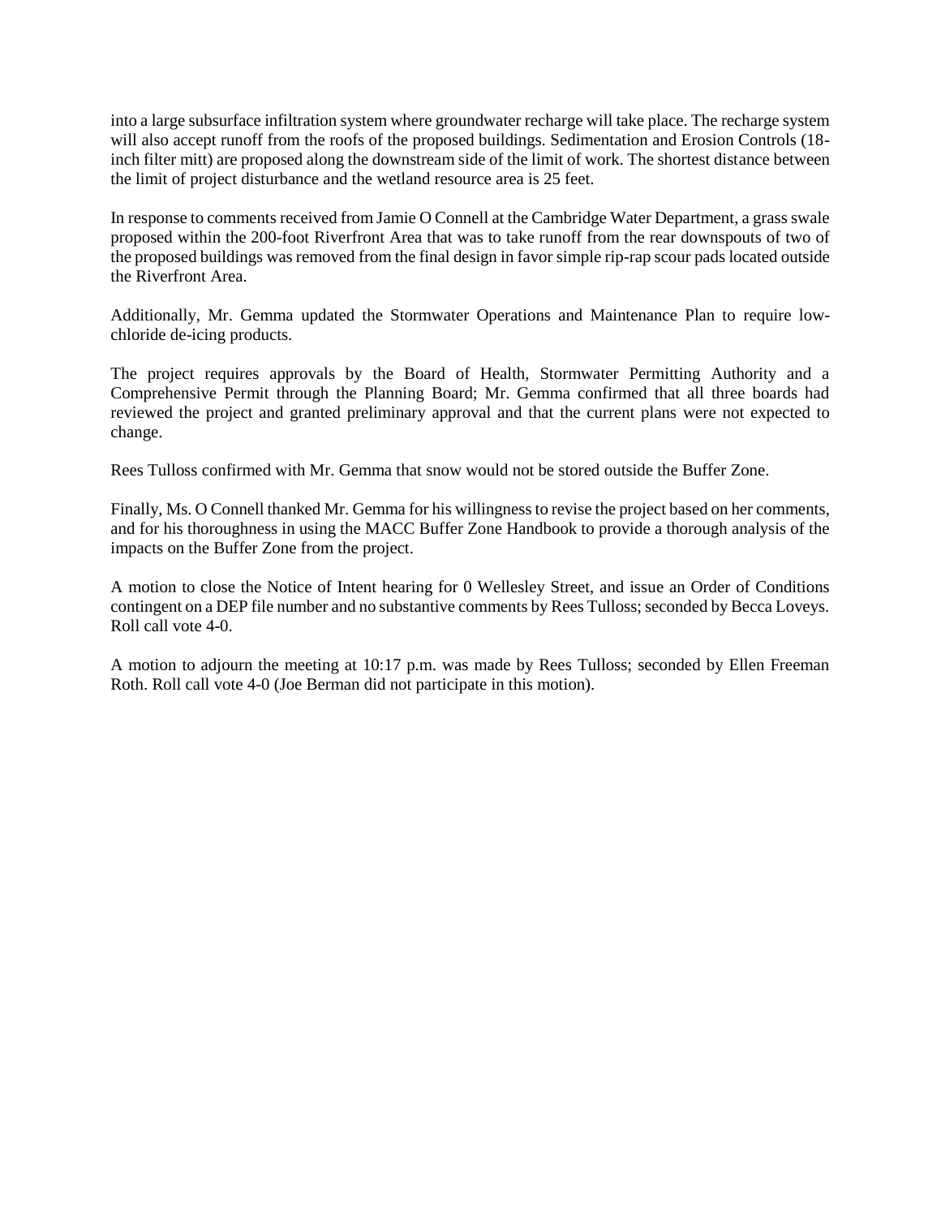into a large subsurface infiltration system where groundwater recharge will take place. The recharge system will also accept runoff from the roofs of the proposed buildings. Sedimentation and Erosion Controls (18-inch filter mitt) are proposed along the downstream side of the limit of work. The shortest distance between the limit of project disturbance and the wetland resource area is 25 feet.

In response to comments received from Jamie O Connell at the Cambridge Water Department, a grass swale proposed within the 200-foot Riverfront Area that was to take runoff from the rear downspouts of two of the proposed buildings was removed from the final design in favor simple rip-rap scour pads located outside the Riverfront Area.

Additionally, Mr. Gemma updated the Stormwater Operations and Maintenance Plan to require low-chloride de-icing products.

The project requires approvals by the Board of Health, Stormwater Permitting Authority and a Comprehensive Permit through the Planning Board; Mr. Gemma confirmed that all three boards had reviewed the project and granted preliminary approval and that the current plans were not expected to change.

Rees Tulloss confirmed with Mr. Gemma that snow would not be stored outside the Buffer Zone.

Finally, Ms. O Connell thanked Mr. Gemma for his willingness to revise the project based on her comments, and for his thoroughness in using the MACC Buffer Zone Handbook to provide a thorough analysis of the impacts on the Buffer Zone from the project.

A motion to close the Notice of Intent hearing for 0 Wellesley Street, and issue an Order of Conditions contingent on a DEP file number and no substantive comments by Rees Tulloss; seconded by Becca Loveys. Roll call vote 4-0.

A motion to adjourn the meeting at 10:17 p.m. was made by Rees Tulloss; seconded by Ellen Freeman Roth. Roll call vote 4-0 (Joe Berman did not participate in this motion).